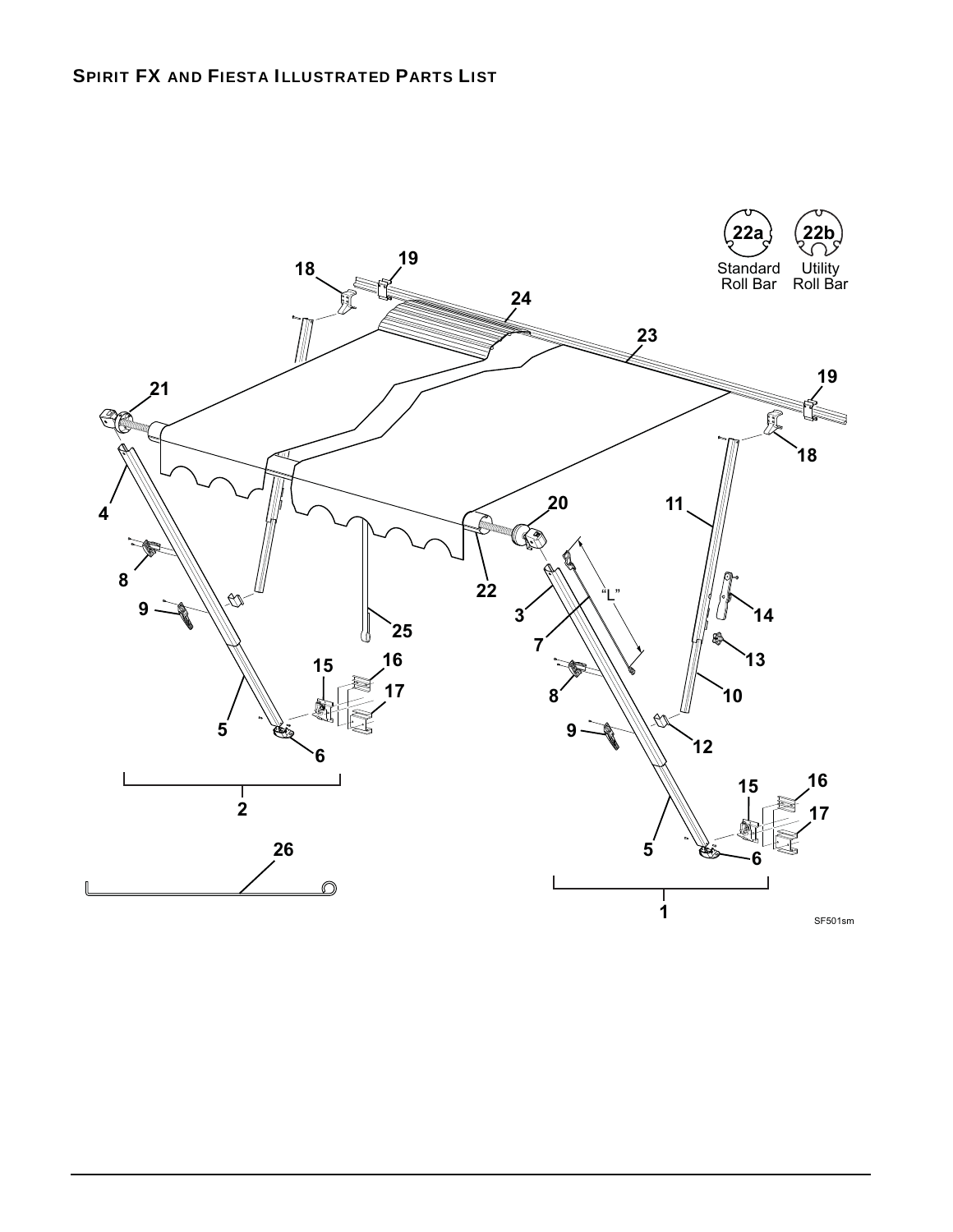## SPIRIT FX AND FIESTA ILLUSTRATED PARTS LIST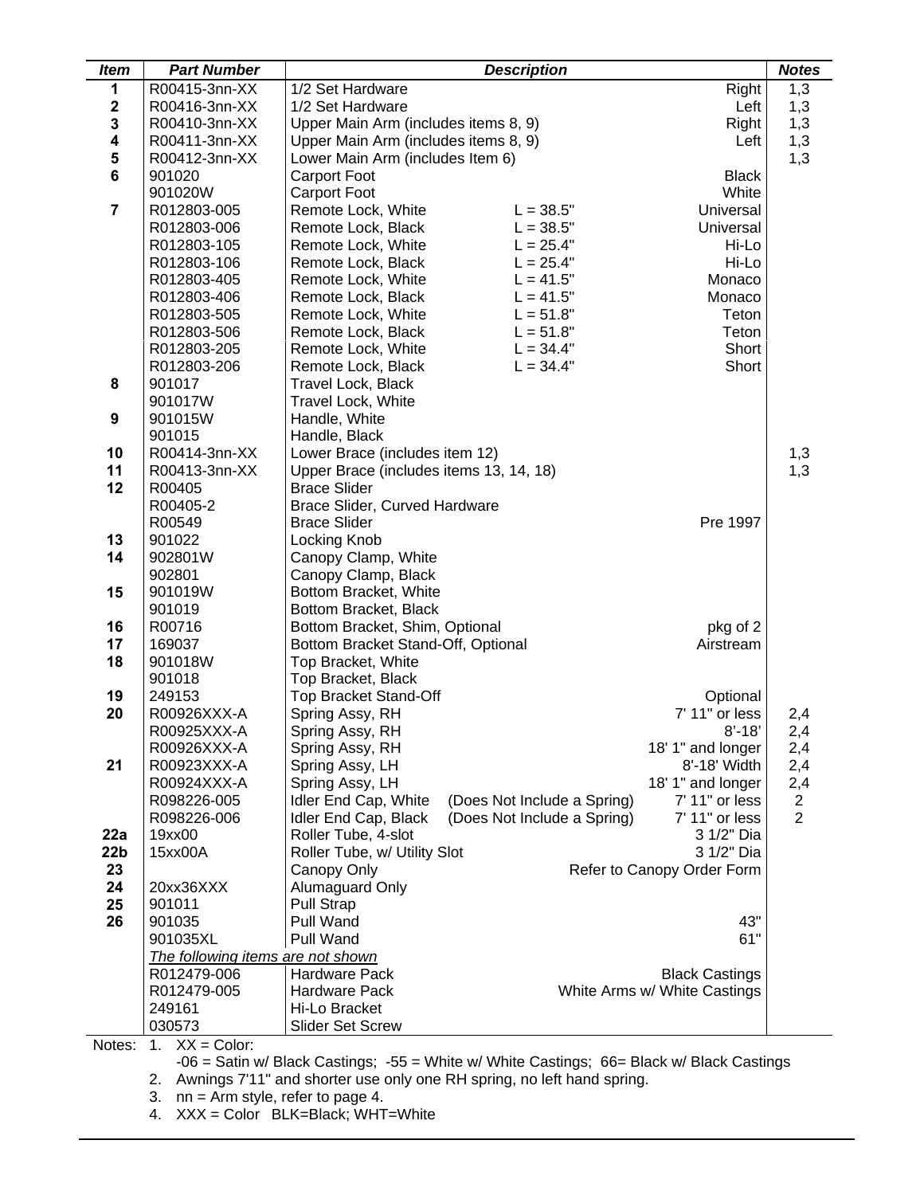| Item | Part Number | Description | Notes |
|---|---|---|---|
| 1 | R00415-3nn-XX | 1/2 Set Hardware Right | 1,3 |
| 2 | R00416-3nn-XX | 1/2 Set Hardware Left | 1,3 |
| 3 | R00410-3nn-XX | Upper Main Arm (includes items 8, 9) Right | 1,3 |
| 4 | R00411-3nn-XX | Upper Main Arm (includes items 8, 9) Left | 1,3 |
| 5 | R00412-3nn-XX | Lower Main Arm (includes Item 6) | 1,3 |
| 6 | 901020 | Carport Foot Black | |
| | 901020W | Carport Foot White | |
| 7 | R012803-005 | Remote Lock, White L = 38.5" Universal | |
| | R012803-006 | Remote Lock, Black L = 38.5" Universal | |
| | R012803-105 | Remote Lock, White L = 25.4" Hi-Lo | |
| | R012803-106 | Remote Lock, Black L = 25.4" Hi-Lo | |
| | R012803-405 | Remote Lock, White L = 41.5" Monaco | |
| | R012803-406 | Remote Lock, Black L = 41.5" Monaco | |
| | R012803-505 | Remote Lock, White L = 51.8" Teton | |
| | R012803-506 | Remote Lock, Black L = 51.8" Teton | |
| | R012803-205 | Remote Lock, White L = 34.4" Short | |
| | R012803-206 | Remote Lock, Black L = 34.4" Short | |
| 8 | 901017 | Travel Lock, Black | |
| | 901017W | Travel Lock, White | |
| 9 | 901015W | Handle, White | |
| | 901015 | Handle, Black | |
| 10 | R00414-3nn-XX | Lower Brace (includes item 12) | 1,3 |
| 11 | R00413-3nn-XX | Upper Brace (includes items 13, 14, 18) | 1,3 |
| 12 | R00405 | Brace Slider | |
| | R00405-2 | Brace Slider, Curved Hardware | |
| | R00549 | Brace Slider Pre 1997 | |
| 13 | 901022 | Locking Knob | |
| 14 | 902801W | Canopy Clamp, White | |
| | 902801 | Canopy Clamp, Black | |
| 15 | 901019W | Bottom Bracket, White | |
| | 901019 | Bottom Bracket, Black | |
| 16 | R00716 | Bottom Bracket, Shim, Optional pkg of 2 | |
| 17 | 169037 | Bottom Bracket Stand-Off, Optional Airstream | |
| 18 | 901018W | Top Bracket, White | |
| | 901018 | Top Bracket, Black | |
| 19 | 249153 | Top Bracket Stand-Off Optional | |
| 20 | R00926XXX-A | Spring Assy, RH 7' 11" or less | 2,4 |
| | R00925XXX-A | Spring Assy, RH 8'-18' | 2,4 |
| | R00926XXX-A | Spring Assy, RH 18' 1" and longer | 2,4 |
| 21 | R00923XXX-A | Spring Assy, LH 8'-18' Width | 2,4 |
| | R00924XXX-A | Spring Assy, LH 18' 1" and longer | 2,4 |
| | R098226-005 | Idler End Cap, White (Does Not Include a Spring) 7' 11" or less | 2 |
| | R098226-006 | Idler End Cap, Black (Does Not Include a Spring) 7' 11" or less | 2 |
| 22a | 19xx00 | Roller Tube, 4-slot 3 1/2" Dia | |
| 22b | 15xx00A | Roller Tube, w/ Utility Slot 3 1/2" Dia | |
| 23 | | Canopy Only Refer to Canopy Order Form | |
| 24 | 20xx36XXX | Alumaguard Only | |
| 25 | 901011 | Pull Strap | |
| 26 | 901035 | Pull Wand 43" | |
| | 901035XL | Pull Wand 61" | |
| | *The following items are not shown* | | |
| | R012479-006 | Hardware Pack Black Castings | |
| | R012479-005 | Hardware Pack White Arms w/ White Castings | |
| | 249161 | Hi-Lo Bracket | |
| | 030573 | Slider Set Screw | |

Notes:
1. XX = Color:
   -06 = Satin w/ Black Castings; -55 = White w/ White Castings; 66= Black w/ Black Castings
2. Awnings 7'11" and shorter use only one RH spring, no left hand spring.
3. nn = Arm style, refer to page 4.
4. XXX = Color BLK=Black; WHT=White